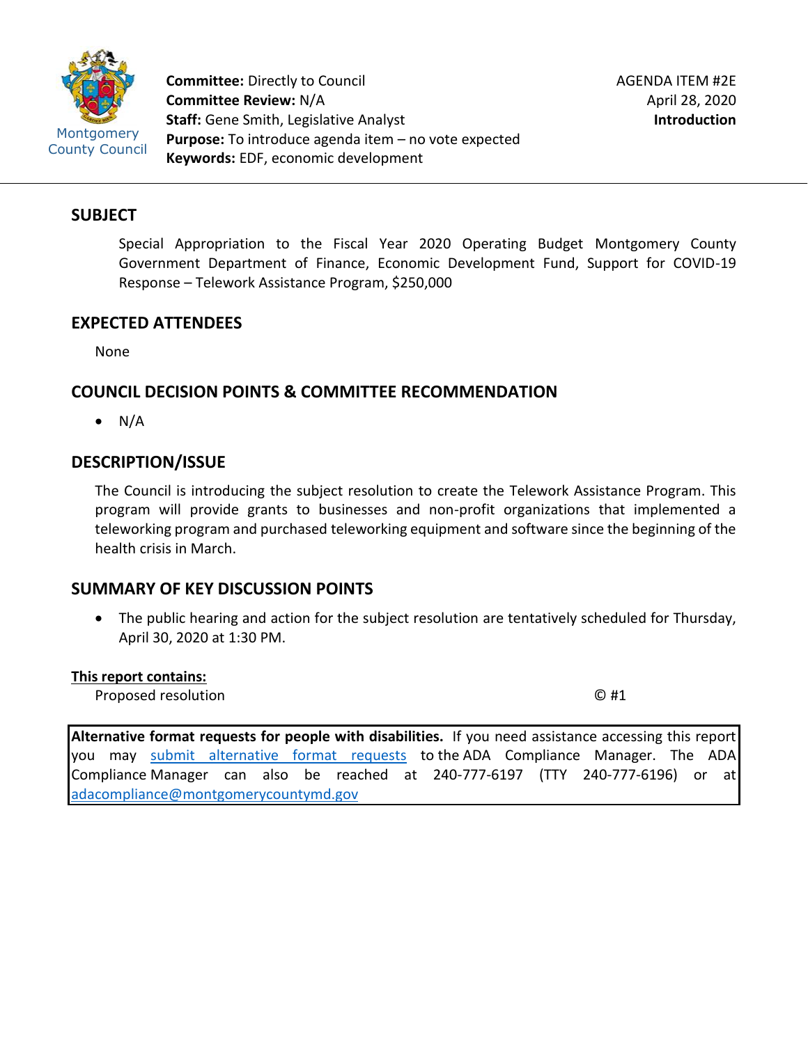Montgomery County Council

**Committee:** Directly to Council
**Committee Review:** N/A
**Staff:** Gene Smith, Legislative Analyst
**Purpose:** To introduce agenda item – no vote expected
**Keywords:** EDF, economic development

AGENDA ITEM #2E
April 28, 2020
**Introduction**

## SUBJECT

Special Appropriation to the Fiscal Year 2020 Operating Budget Montgomery County Government Department of Finance, Economic Development Fund, Support for COVID-19 Response – Telework Assistance Program, $250,000

## EXPECTED ATTENDEES

None

## COUNCIL DECISION POINTS & COMMITTEE RECOMMENDATION

- N/A

## DESCRIPTION/ISSUE

The Council is introducing the subject resolution to create the Telework Assistance Program. This program will provide grants to businesses and non-profit organizations that implemented a teleworking program and purchased teleworking equipment and software since the beginning of the health crisis in March.

## SUMMARY OF KEY DISCUSSION POINTS

- The public hearing and action for the subject resolution are tentatively scheduled for Thursday, April 30, 2020 at 1:30 PM.

**This report contains:**

Proposed resolution © #1

**Alternative format requests for people with disabilities.** If you need assistance accessing this report you may submit alternative format requests to the ADA Compliance Manager. The ADA Compliance Manager can also be reached at 240-777-6197 (TTY 240-777-6196) or at adacompliance@montgomerycountymd.gov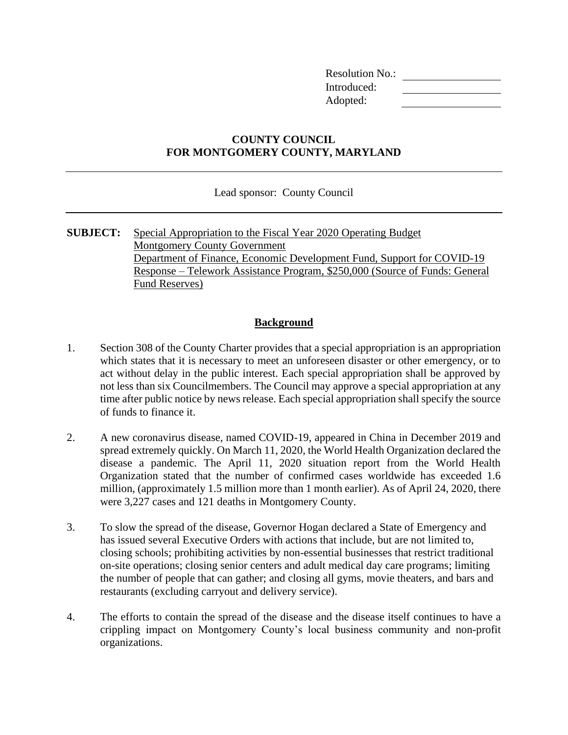Resolution No.: \_\_\_\_\_\_\_\_\_\_\_\_\_\_\_\_
Introduced: \_\_\_\_\_\_\_\_\_\_\_\_\_\_\_\_
Adopted: \_\_\_\_\_\_\_\_\_\_\_\_\_\_\_\_

**COUNTY COUNCIL**
**FOR MONTGOMERY COUNTY, MARYLAND**

---

Lead sponsor: County Council

---

**SUBJECT:** Special Appropriation to the Fiscal Year 2020 Operating Budget Montgomery County Government Department of Finance, Economic Development Fund, Support for COVID-19 Response – Telework Assistance Program, $250,000 (Source of Funds: General Fund Reserves)

## Background

1. Section 308 of the County Charter provides that a special appropriation is an appropriation which states that it is necessary to meet an unforeseen disaster or other emergency, or to act without delay in the public interest. Each special appropriation shall be approved by not less than six Councilmembers. The Council may approve a special appropriation at any time after public notice by news release. Each special appropriation shall specify the source of funds to finance it.

2. A new coronavirus disease, named COVID-19, appeared in China in December 2019 and spread extremely quickly. On March 11, 2020, the World Health Organization declared the disease a pandemic. The April 11, 2020 situation report from the World Health Organization stated that the number of confirmed cases worldwide has exceeded 1.6 million, (approximately 1.5 million more than 1 month earlier). As of April 24, 2020, there were 3,227 cases and 121 deaths in Montgomery County.

3. To slow the spread of the disease, Governor Hogan declared a State of Emergency and has issued several Executive Orders with actions that include, but are not limited to, closing schools; prohibiting activities by non-essential businesses that restrict traditional on-site operations; closing senior centers and adult medical day care programs; limiting the number of people that can gather; and closing all gyms, movie theaters, and bars and restaurants (excluding carryout and delivery service).

4. The efforts to contain the spread of the disease and the disease itself continues to have a crippling impact on Montgomery County's local business community and non-profit organizations.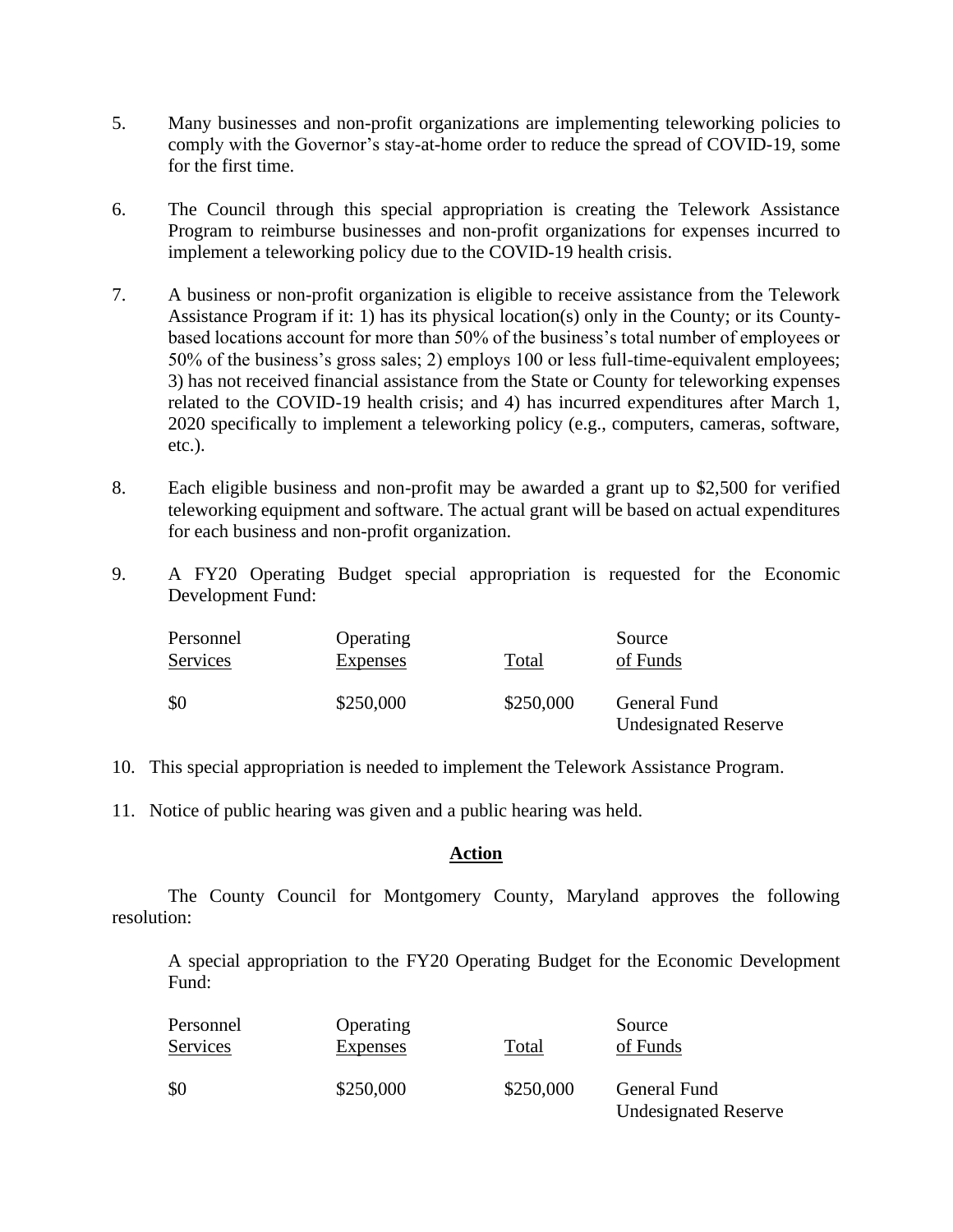5. Many businesses and non-profit organizations are implementing teleworking policies to comply with the Governor's stay-at-home order to reduce the spread of COVID-19, some for the first time.

6. The Council through this special appropriation is creating the Telework Assistance Program to reimburse businesses and non-profit organizations for expenses incurred to implement a teleworking policy due to the COVID-19 health crisis.

7. A business or non-profit organization is eligible to receive assistance from the Telework Assistance Program if it: 1) has its physical location(s) only in the County; or its County-based locations account for more than 50% of the business's total number of employees or 50% of the business's gross sales; 2) employs 100 or less full-time-equivalent employees; 3) has not received financial assistance from the State or County for teleworking expenses related to the COVID-19 health crisis; and 4) has incurred expenditures after March 1, 2020 specifically to implement a teleworking policy (e.g., computers, cameras, software, etc.).

8. Each eligible business and non-profit may be awarded a grant up to $2,500 for verified teleworking equipment and software. The actual grant will be based on actual expenditures for each business and non-profit organization.

9. A FY20 Operating Budget special appropriation is requested for the Economic Development Fund:

| Personnel Services | Operating Expenses | Total | Source of Funds |
|---|---|---|---|
| $0 | $250,000 | $250,000 | General Fund Undesignated Reserve |

10. This special appropriation is needed to implement the Telework Assistance Program.

11. Notice of public hearing was given and a public hearing was held.

## **Action**

The County Council for Montgomery County, Maryland approves the following resolution:

A special appropriation to the FY20 Operating Budget for the Economic Development Fund:

| Personnel Services | Operating Expenses | Total | Source of Funds |
|---|---|---|---|
| $0 | $250,000 | $250,000 | General Fund Undesignated Reserve |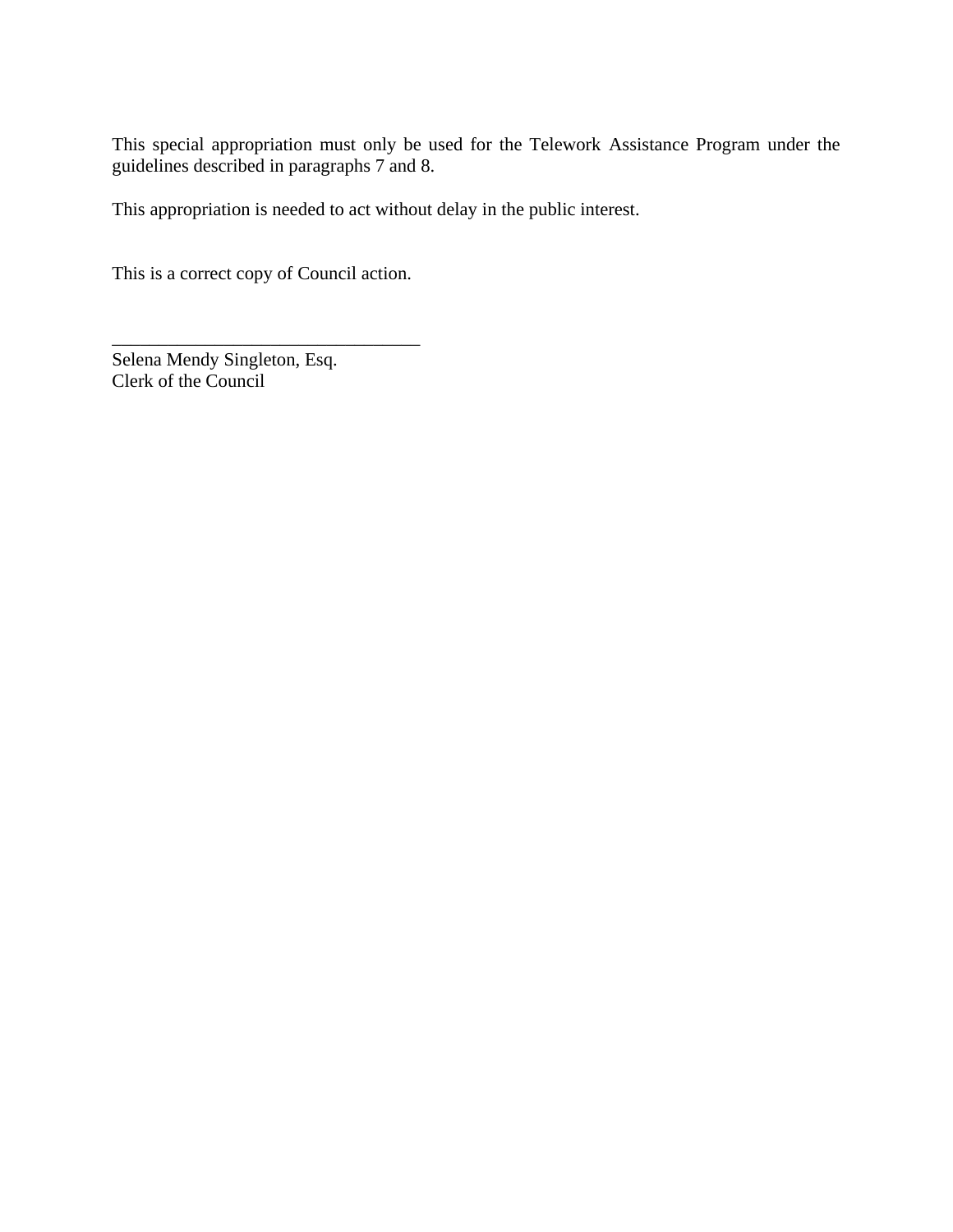This special appropriation must only be used for the Telework Assistance Program under the guidelines described in paragraphs 7 and 8.

This appropriation is needed to act without delay in the public interest.

This is a correct copy of Council action.

\_\_\_\_\_\_\_\_\_\_\_\_\_\_\_\_\_\_\_\_\_\_\_\_\_\_\_\_\_\_\_\_\_\_\_

Selena Mendy Singleton, Esq.
Clerk of the Council